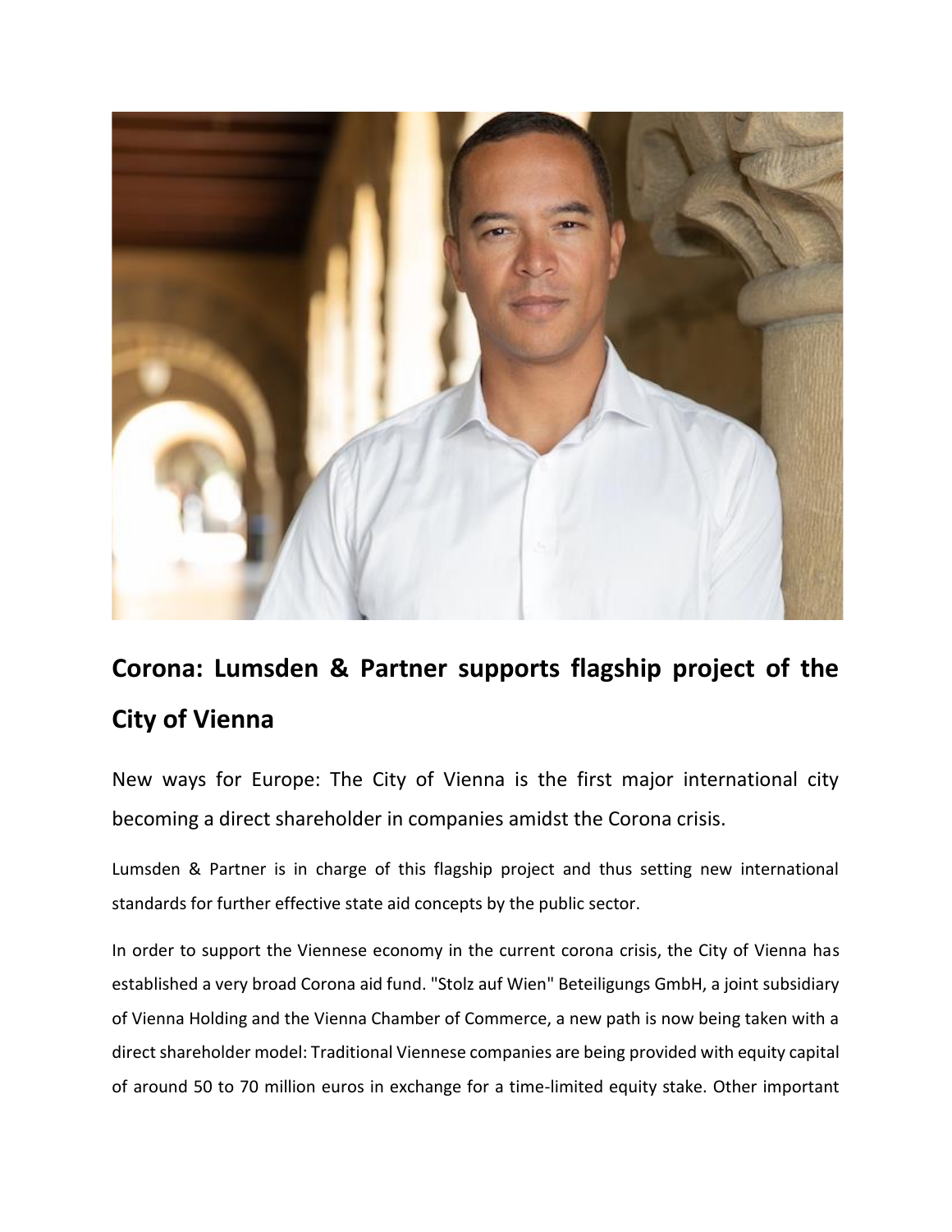# Corona: Lumsden & Partner supports flagship project of the City of Vienna

New ways for Europe: The City of Vienna is the first major international city becoming a direct shareholder in companies amidst the Corona crisis.

Lumsden & Partner is in charge of this flagship project and thus setting new international standards for further effective state aid concepts by the public sector.

In order to support the Viennese economy in the current corona crisis, the City of Vienna has established a very broad Corona aid fund. "Stolz auf Wien" Beteiligungs GmbH, a joint subsidiary of Vienna Holding and the Vienna Chamber of Commerce, a new path is now being taken with a direct shareholder model: Traditional Viennese companies are being provided with equity capital of around 50 to 70 million euros in exchange for a time-limited equity stake. Other important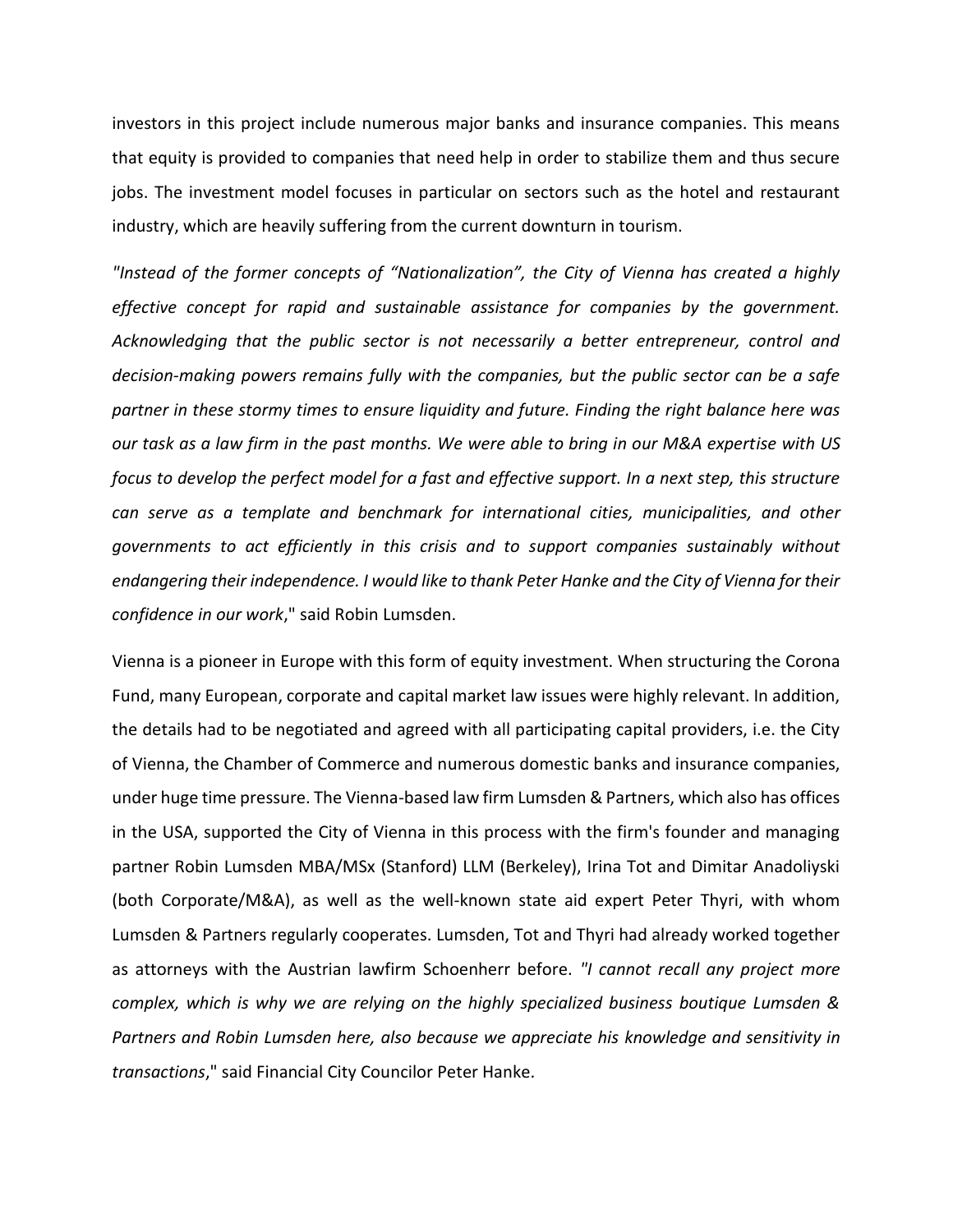investors in this project include numerous major banks and insurance companies. This means that equity is provided to companies that need help in order to stabilize them and thus secure jobs. The investment model focuses in particular on sectors such as the hotel and restaurant industry, which are heavily suffering from the current downturn in tourism.

*"Instead of the former concepts of "Nationalization", the City of Vienna has created a highly effective concept for rapid and sustainable assistance for companies by the government. Acknowledging that the public sector is not necessarily a better entrepreneur, control and decision-making powers remains fully with the companies, but the public sector can be a safe partner in these stormy times to ensure liquidity and future. Finding the right balance here was our task as a law firm in the past months. We were able to bring in our M&A expertise with US focus to develop the perfect model for a fast and effective support. In a next step, this structure can serve as a template and benchmark for international cities, municipalities, and other governments to act efficiently in this crisis and to support companies sustainably without endangering their independence. I would like to thank Peter Hanke and the City of Vienna for their confidence in our work*," said Robin Lumsden.

Vienna is a pioneer in Europe with this form of equity investment. When structuring the Corona Fund, many European, corporate and capital market law issues were highly relevant. In addition, the details had to be negotiated and agreed with all participating capital providers, i.e. the City of Vienna, the Chamber of Commerce and numerous domestic banks and insurance companies, under huge time pressure. The Vienna-based law firm Lumsden & Partners, which also has offices in the USA, supported the City of Vienna in this process with the firm's founder and managing partner Robin Lumsden MBA/MSx (Stanford) LLM (Berkeley), Irina Tot and Dimitar Anadoliyski (both Corporate/M&A), as well as the well-known state aid expert Peter Thyri, with whom Lumsden & Partners regularly cooperates. Lumsden, Tot and Thyri had already worked together as attorneys with the Austrian lawfirm Schoenherr before. *"I cannot recall any project more complex, which is why we are relying on the highly specialized business boutique Lumsden & Partners and Robin Lumsden here, also because we appreciate his knowledge and sensitivity in transactions*," said Financial City Councilor Peter Hanke.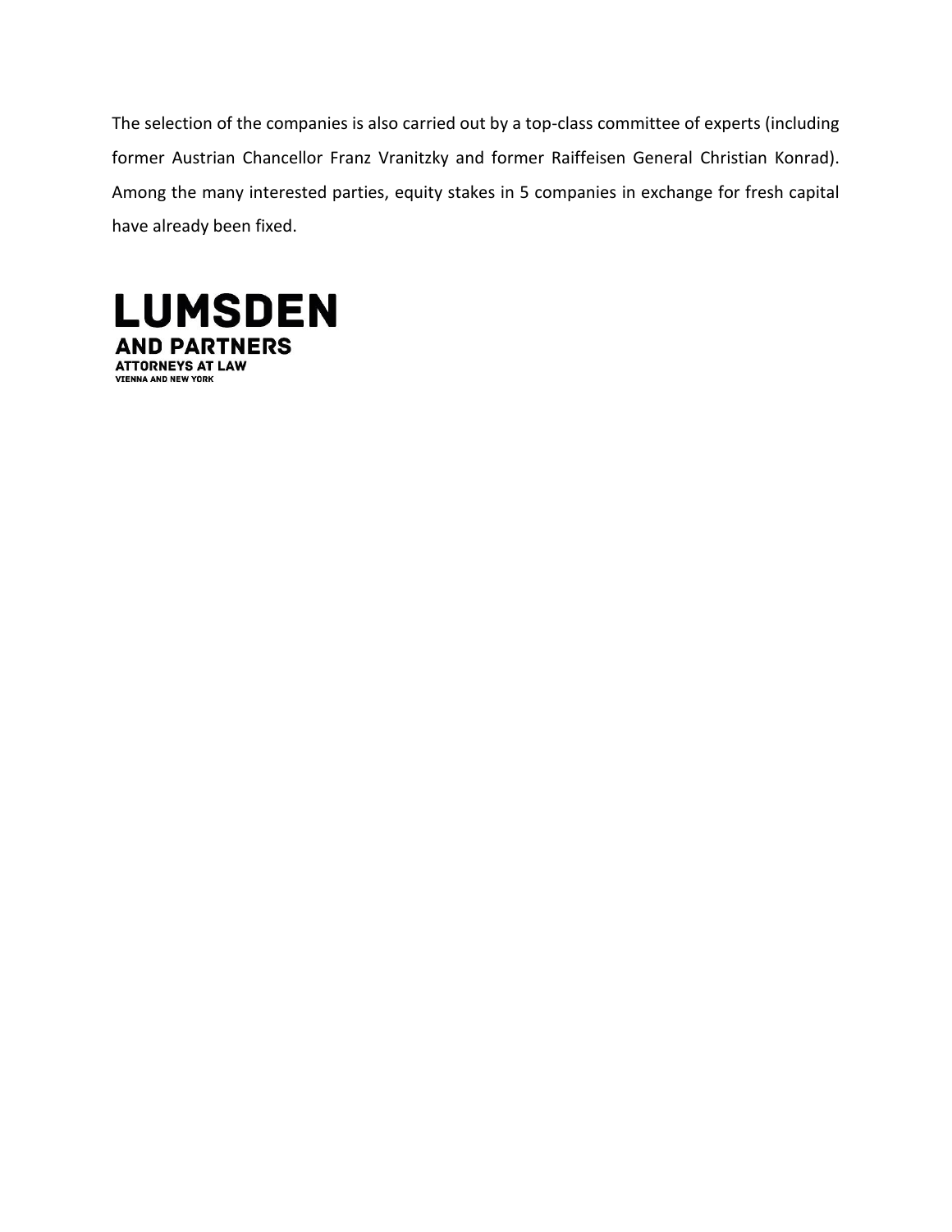The selection of the companies is also carried out by a top-class committee of experts (including former Austrian Chancellor Franz Vranitzky and former Raiffeisen General Christian Konrad). Among the many interested parties, equity stakes in 5 companies in exchange for fresh capital have already been fixed.

**LUMSDEN**
**AND PARTNERS**
**ATTORNEYS AT LAW**
**VIENNA AND NEW YORK**